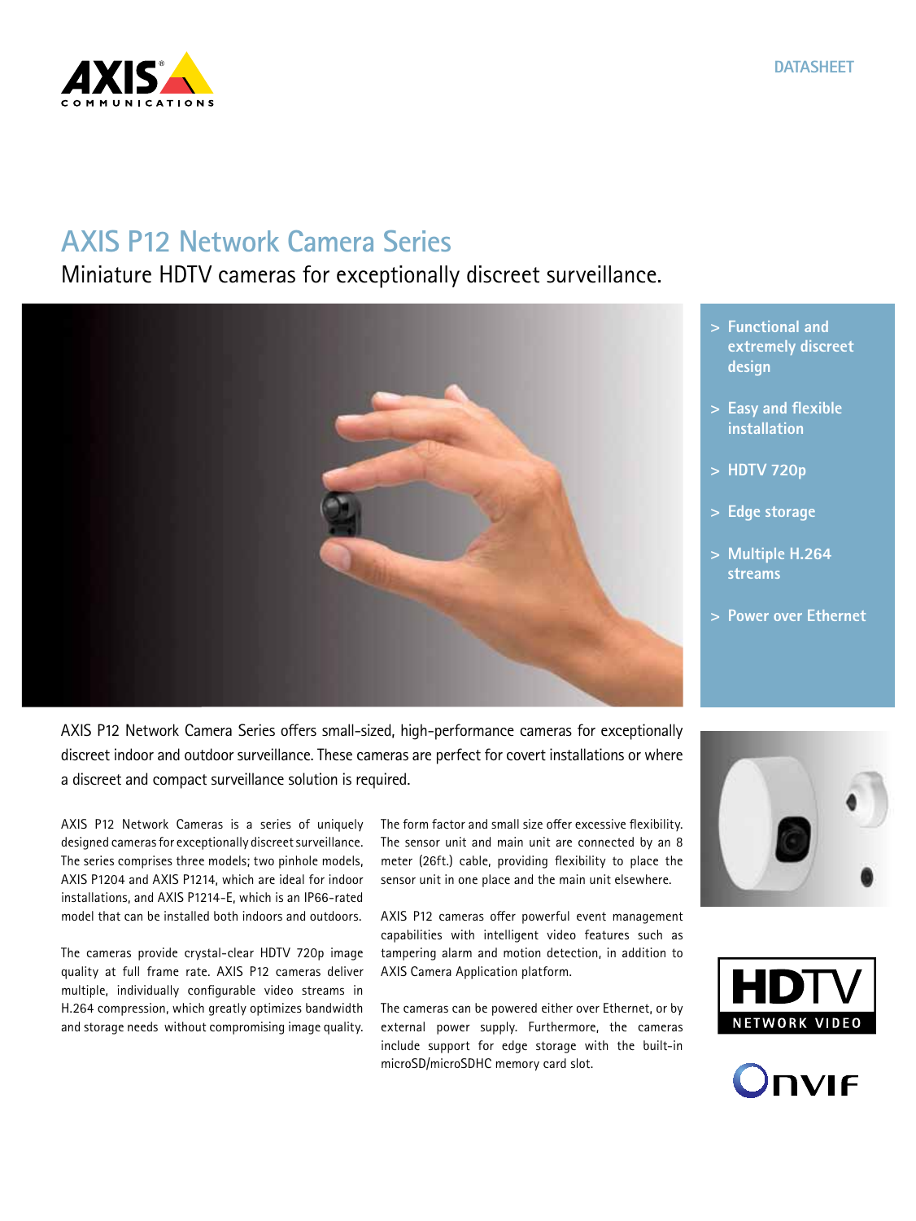DATASHEET

# AXIS P12 Network Camera Series

## Miniature HDTV cameras for exceptionally discreet surveillance.

- Functional and extremely discreet design
- Easy and flexible installation
- HDTV 720p
- Edge storage
- Multiple H.264 streams
- Power over Ethernet

AXIS P12 Network Camera Series offers small-sized, high-performance cameras for exceptionally discreet indoor and outdoor surveillance. These cameras are perfect for covert installations or where a discreet and compact surveillance solution is required.

AXIS P12 Network Cameras is a series of uniquely designed cameras for exceptionally discreet surveillance. The series comprises three models; two pinhole models, AXIS P1204 and AXIS P1214, which are ideal for indoor installations, and AXIS P1214-E, which is an IP66-rated model that can be installed both indoors and outdoors.

The cameras provide crystal-clear HDTV 720p image quality at full frame rate. AXIS P12 cameras deliver multiple, individually configurable video streams in H.264 compression, which greatly optimizes bandwidth and storage needs without compromising image quality.

The form factor and small size offer excessive flexibility. The sensor unit and main unit are connected by an 8 meter (26ft.) cable, providing flexibility to place the sensor unit in one place and the main unit elsewhere.

AXIS P12 cameras offer powerful event management capabilities with intelligent video features such as tampering alarm and motion detection, in addition to AXIS Camera Application platform.

The cameras can be powered either over Ethernet, or by external power supply. Furthermore, the cameras include support for edge storage with the built-in microSD/microSDHC memory card slot.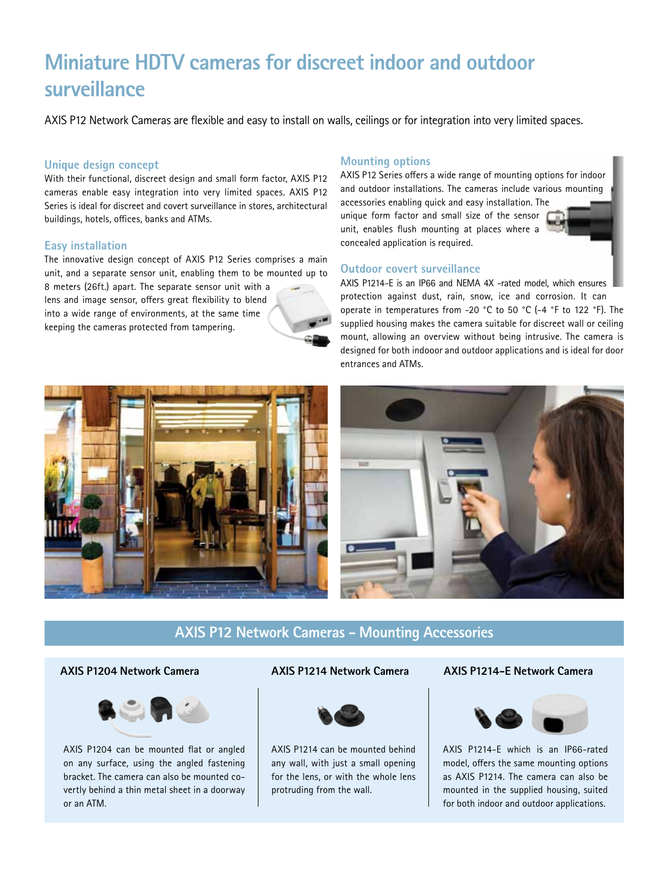# Miniature HDTV cameras for discreet indoor and outdoor surveillance

AXIS P12 Network Cameras are flexible and easy to install on walls, ceilings or for integration into very limited spaces.

## Unique design concept

With their functional, discreet design and small form factor, AXIS P12 cameras enable easy integration into very limited spaces. AXIS P12 Series is ideal for discreet and covert surveillance in stores, architectural buildings, hotels, offices, banks and ATMs.

## Easy installation

The innovative design concept of AXIS P12 Series comprises a main unit, and a separate sensor unit, enabling them to be mounted up to 8 meters (26ft.) apart. The separate sensor unit with a lens and image sensor, offers great flexibility to blend into a wide range of environments, at the same time keeping the cameras protected from tampering.

## Mounting options

AXIS P12 Series offers a wide range of mounting options for indoor and outdoor installations. The cameras include various mounting accessories enabling quick and easy installation. The unique form factor and small size of the sensor unit, enables flush mounting at places where a concealed application is required.

## Outdoor covert surveillance

AXIS P1214-E is an IP66 and NEMA 4X -rated model, which ensures protection against dust, rain, snow, ice and corrosion. It can operate in temperatures from -20 °C to 50 °C (-4 °F to 122 °F). The supplied housing makes the camera suitable for discreet wall or ceiling mount, allowing an overview without being intrusive. The camera is designed for both indooor and outdoor applications and is ideal for door entrances and ATMs.

## AXIS P12 Network Cameras – Mounting Accessories

### AXIS P1204 Network Camera

AXIS P1204 can be mounted flat or angled on any surface, using the angled fastening bracket. The camera can also be mounted covertly behind a thin metal sheet in a doorway or an ATM.

### AXIS P1214 Network Camera

AXIS P1214 can be mounted behind any wall, with just a small opening for the lens, or with the whole lens protruding from the wall.

### AXIS P1214-E Network Camera

AXIS P1214-E which is an IP66-rated model, offers the same mounting options as AXIS P1214. The camera can also be mounted in the supplied housing, suited for both indoor and outdoor applications.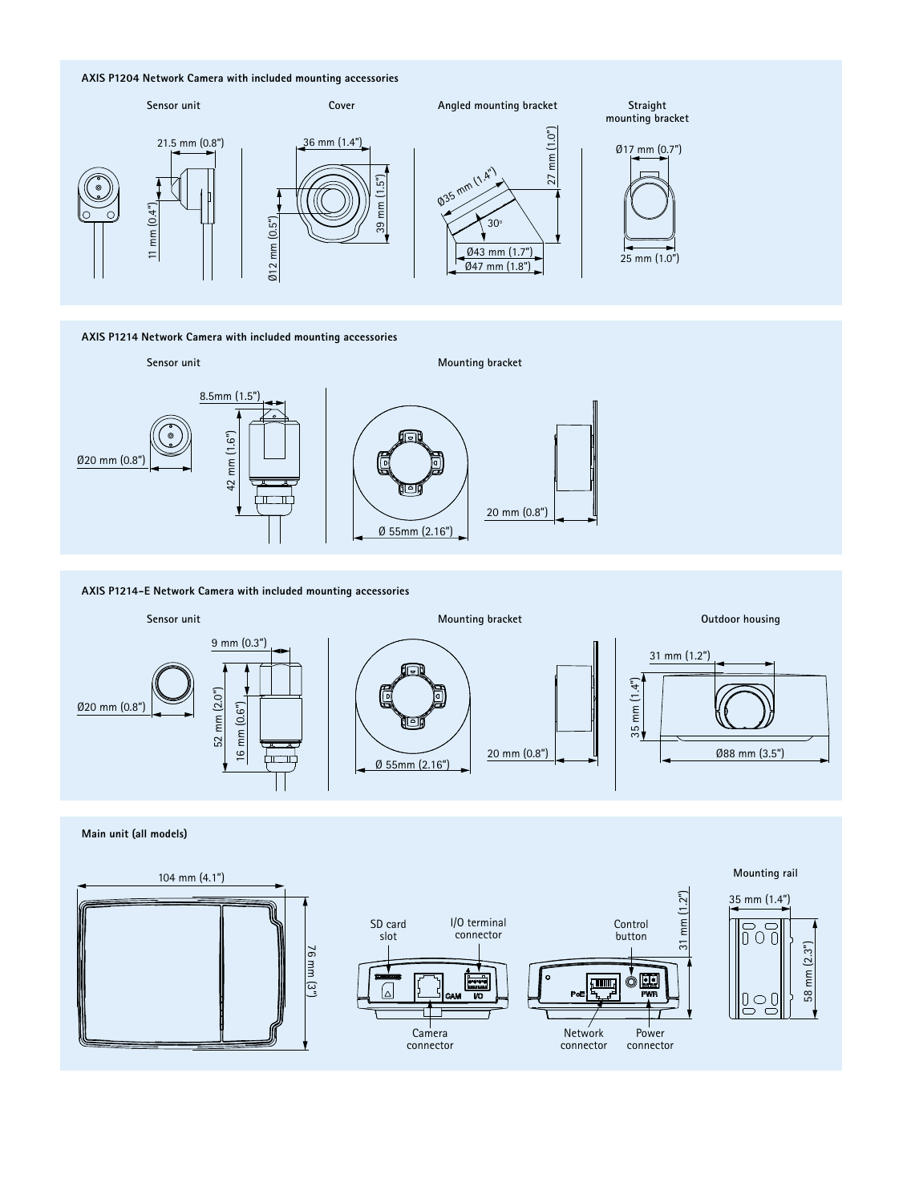### AXIS P1204 Network Camera with included mounting accessories

**Sensor unit**

21.5 mm (0.8")

11 mm (0.4")

**Cover**

36 mm (1.4")

39 mm (1.5")

Ø12 mm (0.5")

**Angled mounting bracket**

Ø35 mm (1.4")

27 mm (1.0")

30°

Ø43 mm (1.7")

Ø47 mm (1.8")

**Straight mounting bracket**

Ø17 mm (0.7")

25 mm (1.0")

### AXIS P1214 Network Camera with included mounting accessories

**Sensor unit**

8.5mm (1.5")

Ø20 mm (0.8")

42 mm (1.6")

**Mounting bracket**

Ø 55mm (2.16")

20 mm (0.8")

### AXIS P1214-E Network Camera with included mounting accessories

**Sensor unit**

9 mm (0.3")

Ø20 mm (0.8")

52 mm (2.0")

16 mm (0.6")

**Mounting bracket**

Ø 55mm (2.16")

20 mm (0.8")

**Outdoor housing**

31 mm (1.2")

35 mm (1.4")

Ø88 mm (3.5")

### Main unit (all models)

104 mm (4.1")

76 mm (3")

SD card slot

I/O terminal connector

Camera connector

Control button

31 mm (1.2")

Network connector

Power connector

**Mounting rail**

35 mm (1.4")

58 mm (2.3")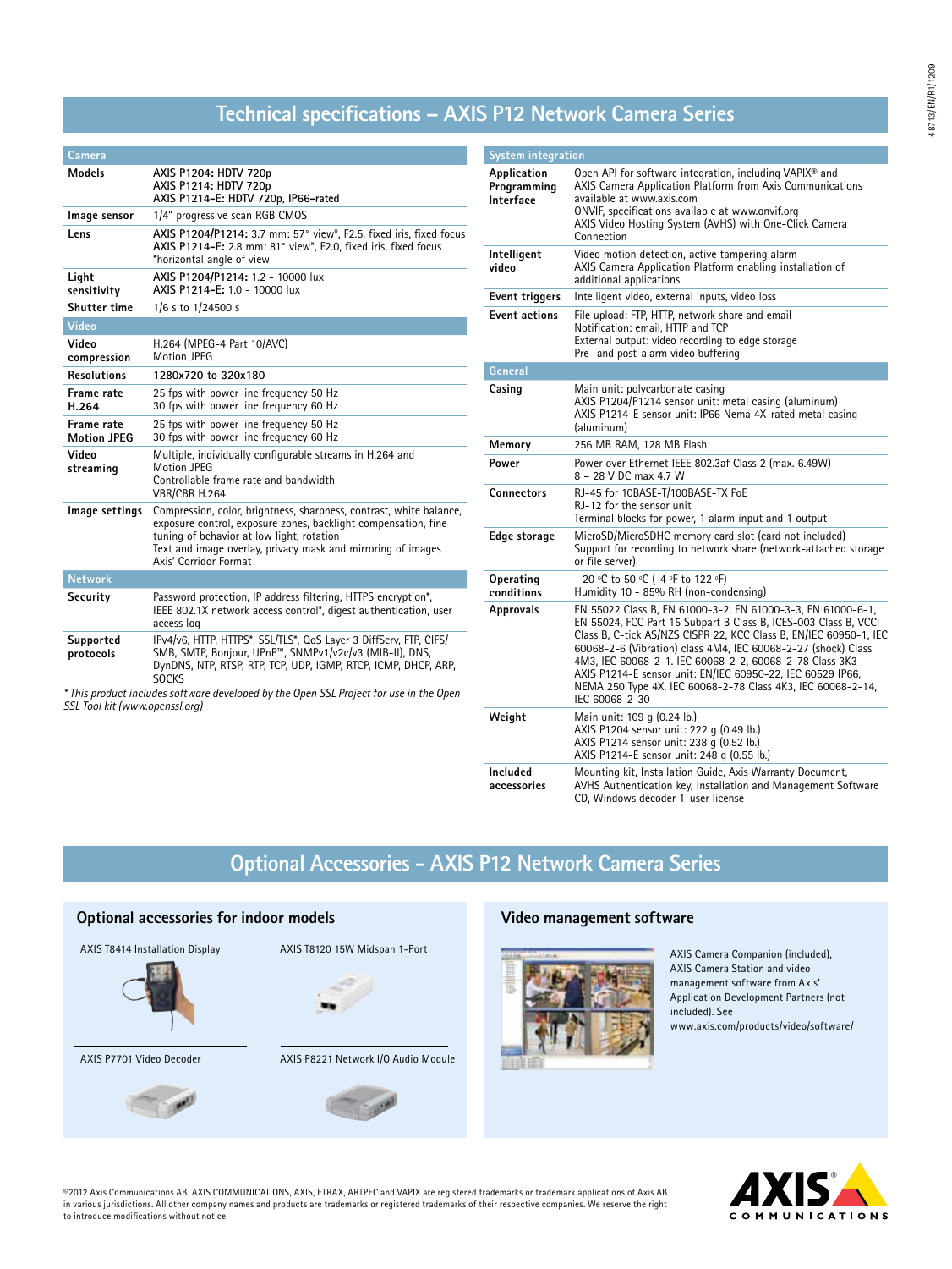# Technical specifications – AXIS P12 Network Camera Series

| Camera | |
|---|---|
| **Models** | AXIS P1204: HDTV 720p<br>AXIS P1214: HDTV 720p<br>AXIS P1214-E: HDTV 720p, IP66-rated |
| **Image sensor** | 1/4" progressive scan RGB CMOS |
| **Lens** | **AXIS P1204/P1214:** 3.7 mm: 57° view*, F2.5, fixed iris, fixed focus<br>**AXIS P1214-E:** 2.8 mm: 81° view*, F2.0, fixed iris, fixed focus<br>*horizontal angle of view |
| **Light sensitivity** | **AXIS P1204/P1214:** 1.2 - 10000 lux<br>**AXIS P1214-E:** 1.0 - 10000 lux |
| **Shutter time** | 1/6 s to 1/24500 s |
| **Video** | |
| **Video compression** | H.264 (MPEG-4 Part 10/AVC)<br>Motion JPEG |
| **Resolutions** | 1280x720 to 320x180 |
| **Frame rate H.264** | 25 fps with power line frequency 50 Hz<br>30 fps with power line frequency 60 Hz |
| **Frame rate Motion JPEG** | 25 fps with power line frequency 50 Hz<br>30 fps with power line frequency 60 Hz |
| **Video streaming** | Multiple, individually configurable streams in H.264 and Motion JPEG<br>Controllable frame rate and bandwidth<br>VBR/CBR H.264 |
| **Image settings** | Compression, color, brightness, sharpness, contrast, white balance, exposure control, exposure zones, backlight compensation, fine tuning of behavior at low light, rotation<br>Text and image overlay, privacy mask and mirroring of images<br>Axis' Corridor Format |
| **Network** | |
| **Security** | Password protection, IP address filtering, HTTPS encryption*, IEEE 802.1X network access control*, digest authentication, user access log |
| **Supported protocols** | IPv4/v6, HTTP, HTTPS*, SSL/TLS*, QoS Layer 3 DiffServ, FTP, CIFS/SMB, SMTP, Bonjour, UPnP™, SNMPv1/v2c/v3 (MIB-II), DNS, DynDNS, NTP, RTSP, RTP, TCP, UDP, IGMP, RTCP, ICMP, DHCP, ARP, SOCKS |

*\* This product includes software developed by the Open SSL Project for use in the Open SSL Tool kit (www.openssl.org)*

| System integration | |
|---|---|
| **Application Programming Interface** | Open API for software integration, including VAPIX® and AXIS Camera Application Platform from Axis Communications available at www.axis.com<br>ONVIF, specifications available at www.onvif.org<br>AXIS Video Hosting System (AVHS) with One-Click Camera Connection |
| **Intelligent video** | Video motion detection, active tampering alarm<br>AXIS Camera Application Platform enabling installation of additional applications |
| **Event triggers** | Intelligent video, external inputs, video loss |
| **Event actions** | File upload: FTP, HTTP, network share and email<br>Notification: email, HTTP and TCP<br>External output: video recording to edge storage<br>Pre- and post-alarm video buffering |
| **General** | |
| **Casing** | Main unit: polycarbonate casing<br>AXIS P1204/P1214 sensor unit: metal casing (aluminum)<br>AXIS P1214-E sensor unit: IP66 Nema 4X-rated metal casing (aluminum) |
| **Memory** | 256 MB RAM, 128 MB Flash |
| **Power** | Power over Ethernet IEEE 802.3af Class 2 (max. 6.49W)<br>8 – 28 V DC max 4.7 W |
| **Connectors** | RJ-45 for 10BASE-T/100BASE-TX PoE<br>RJ-12 for the sensor unit<br>Terminal blocks for power, 1 alarm input and 1 output |
| **Edge storage** | MicroSD/MicroSDHC memory card slot (card not included)<br>Support for recording to network share (network-attached storage or file server) |
| **Operating conditions** | -20 °C to 50 °C (-4 °F to 122 °F)<br>Humidity 10 - 85% RH (non-condensing) |
| **Approvals** | EN 55022 Class B, EN 61000-3-2, EN 61000-3-3, EN 61000-6-1, EN 55024, FCC Part 15 Subpart B Class B, ICES-003 Class B, VCCI Class B, C-tick AS/NZS CISPR 22, KCC Class B, EN/IEC 60950-1, IEC 60068-2-6 (Vibration) class 4M4, IEC 60068-2-27 (shock) Class 4M3, IEC 60068-2-1. IEC 60068-2-2, 60068-2-78 Class 3K3<br>AXIS P1214-E sensor unit: EN/IEC 60950-22, IEC 60529 IP66, NEMA 250 Type 4X, IEC 60068-2-78 Class 4K3, IEC 60068-2-14, IEC 60068-2-30 |
| **Weight** | Main unit: 109 g (0.24 lb.)<br>AXIS P1204 sensor unit: 222 g (0.49 lb.)<br>AXIS P1214 sensor unit: 238 g (0.52 lb.)<br>AXIS P1214-E sensor unit: 248 g (0.55 lb.) |
| **Included accessories** | Mounting kit, Installation Guide, Axis Warranty Document, AVHS Authentication key, Installation and Management Software CD, Windows decoder 1-user license |

# Optional Accessories – AXIS P12 Network Camera Series

## Optional accessories for indoor models

AXIS T8414 Installation Display

AXIS T8120 15W Midspan 1-Port

AXIS P7701 Video Decoder

AXIS P8221 Network I/O Audio Module

## Video management software

AXIS Camera Companion (included), AXIS Camera Station and video management software from Axis' Application Development Partners (not included). See www.axis.com/products/video/software/

©2012 Axis Communications AB. AXIS COMMUNICATIONS, AXIS, ETRAX, ARTPEC and VAPIX are registered trademarks or trademark applications of Axis AB in various jurisdictions. All other company names and products are trademarks or registered trademarks of their respective companies. We reserve the right to introduce modifications without notice.

48713/EN/R1/1209